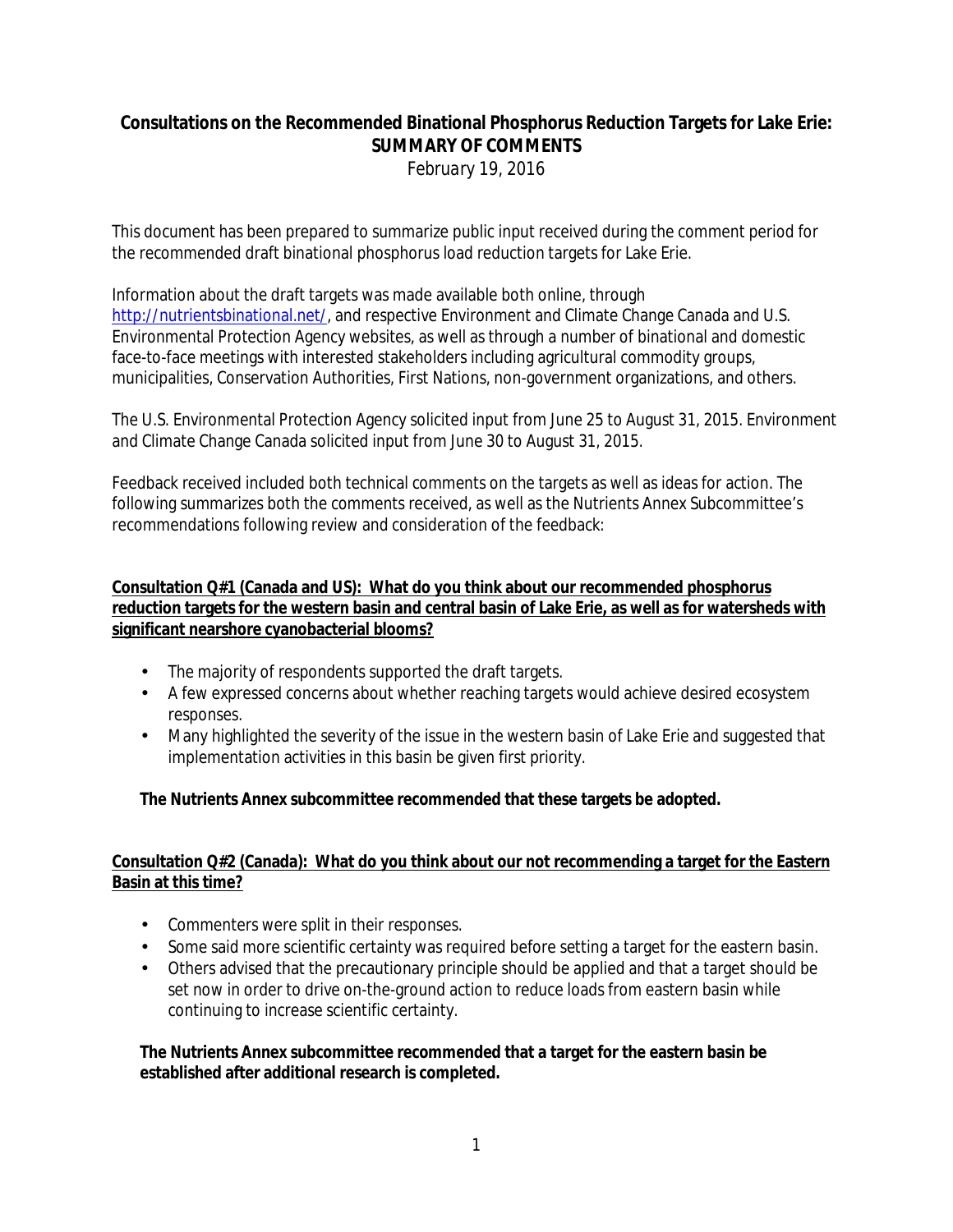# Consultations on the Recommended Binational Phosphorus Reduction Targets for Lake Erie: SUMMARY OF COMMENTS

*February 19, 2016*

This document has been prepared to summarize public input received during the comment period for the recommended draft binational phosphorus load reduction targets for Lake Erie.

Information about the draft targets was made available both online, through [http://nutrientsbinational.net/](http://nutrientsbinational.net/), and respective Environment and Climate Change Canada and U.S. Environmental Protection Agency websites, as well as through a number of binational and domestic face-to-face meetings with interested stakeholders including agricultural commodity groups, municipalities, Conservation Authorities, First Nations, non-government organizations, and others.

The U.S. Environmental Protection Agency solicited input from June 25 to August 31, 2015. Environment and Climate Change Canada solicited input from June 30 to August 31, 2015.

Feedback received included both technical comments on the targets as well as ideas for action. The following summarizes both the comments received, as well as the Nutrients Annex Subcommittee's recommendations following review and consideration of the feedback:

**Consultation Q#1 (Canada and US): What do you think about our recommended phosphorus reduction targets for the western basin and central basin of Lake Erie, as well as for watersheds with significant nearshore cyanobacterial blooms?**

- The majority of respondents supported the draft targets.
- A few expressed concerns about whether reaching targets would achieve desired ecosystem responses.
- Many highlighted the severity of the issue in the western basin of Lake Erie and suggested that implementation activities in this basin be given first priority.

**The Nutrients Annex subcommittee recommended that these targets be adopted.**

**Consultation Q#2 (Canada): What do you think about our not recommending a target for the Eastern Basin at this time?**

- Commenters were split in their responses.
- Some said more scientific certainty was required before setting a target for the eastern basin.
- Others advised that the precautionary principle should be applied and that a target should be set now in order to drive on-the-ground action to reduce loads from eastern basin while continuing to increase scientific certainty.

**The Nutrients Annex subcommittee recommended that a target for the eastern basin be established after additional research is completed.**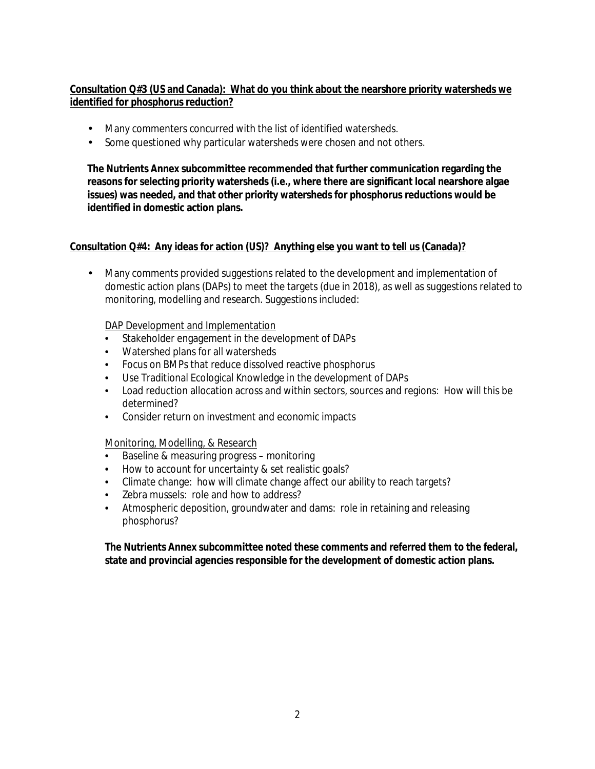**Consultation Q#3 (US and Canada): What do you think about the nearshore priority watersheds we identified for phosphorus reduction?**

- Many commenters concurred with the list of identified watersheds.
- Some questioned why particular watersheds were chosen and not others.

**The Nutrients Annex subcommittee recommended that further communication regarding the reasons for selecting priority watersheds (i.e., where there are significant local nearshore algae issues) was needed, and that other priority watersheds for phosphorus reductions would be identified in domestic action plans.**

**Consultation Q#4: Any ideas for action (US)? Anything else you want to tell us (Canada)?**

- Many comments provided suggestions related to the development and implementation of domestic action plans (DAPs) to meet the targets (due in 2018), as well as suggestions related to monitoring, modelling and research. Suggestions included:

  DAP Development and Implementation
  - Stakeholder engagement in the development of DAPs
  - Watershed plans for all watersheds
  - Focus on BMPs that reduce dissolved reactive phosphorus
  - Use Traditional Ecological Knowledge in the development of DAPs
  - Load reduction allocation across and within sectors, sources and regions: How will this be determined?
  - Consider return on investment and economic impacts

  Monitoring, Modelling, & Research
  - Baseline & measuring progress – monitoring
  - How to account for uncertainty & set realistic goals?
  - Climate change: how will climate change affect our ability to reach targets?
  - Zebra mussels: role and how to address?
  - Atmospheric deposition, groundwater and dams: role in retaining and releasing phosphorus?

**The Nutrients Annex subcommittee noted these comments and referred them to the federal, state and provincial agencies responsible for the development of domestic action plans.**